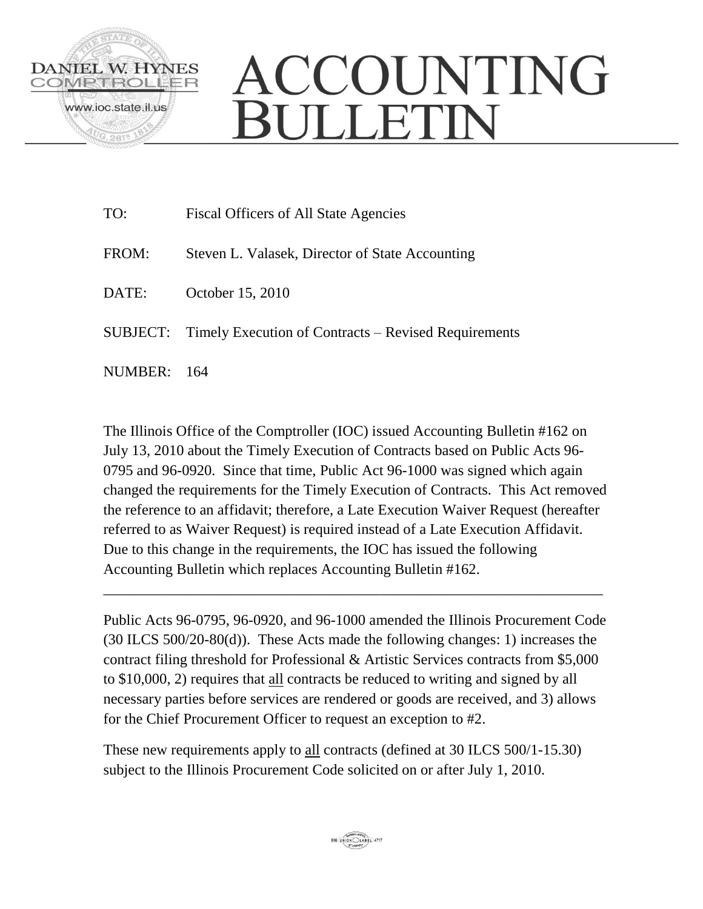DANIEL W. HYNES
COMPTROLLER
www.ioc.state.il.us

# ACCOUNTING BULLETIN

TO: Fiscal Officers of All State Agencies

FROM: Steven L. Valasek, Director of State Accounting

DATE: October 15, 2010

SUBJECT: Timely Execution of Contracts – Revised Requirements

NUMBER: 164

The Illinois Office of the Comptroller (IOC) issued Accounting Bulletin #162 on July 13, 2010 about the Timely Execution of Contracts based on Public Acts 96-0795 and 96-0920. Since that time, Public Act 96-1000 was signed which again changed the requirements for the Timely Execution of Contracts. This Act removed the reference to an affidavit; therefore, a Late Execution Waiver Request (hereafter referred to as Waiver Request) is required instead of a Late Execution Affidavit. Due to this change in the requirements, the IOC has issued the following Accounting Bulletin which replaces Accounting Bulletin #162.

---

Public Acts 96-0795, 96-0920, and 96-1000 amended the Illinois Procurement Code (30 ILCS 500/20-80(d)). These Acts made the following changes: 1) increases the contract filing threshold for Professional & Artistic Services contracts from $5,000 to $10,000, 2) requires that <u>all</u> contracts be reduced to writing and signed by all necessary parties before services are rendered or goods are received, and 3) allows for the Chief Procurement Officer to request an exception to #2.

These new requirements apply to <u>all</u> contracts (defined at 30 ILCS 500/1-15.30) subject to the Illinois Procurement Code solicited on or after July 1, 2010.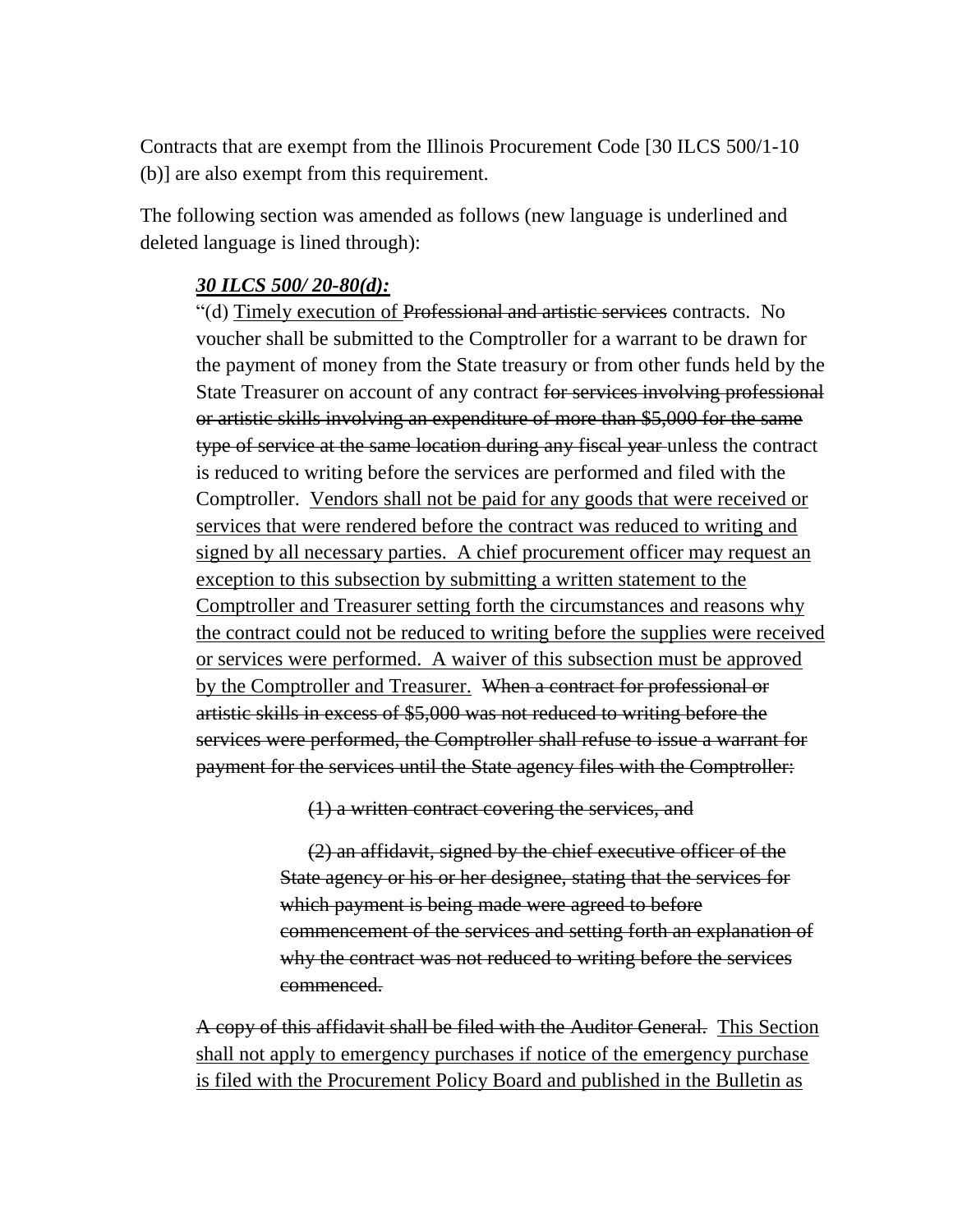Contracts that are exempt from the Illinois Procurement Code [30 ILCS 500/1-10 (b)] are also exempt from this requirement.

The following section was amended as follows (new language is underlined and deleted language is lined through):

> ***<u>30 ILCS 500/ 20-80(d):</u>***
>
> "(d) <u>Timely execution of</u> ~~Professional and artistic services~~ contracts. No voucher shall be submitted to the Comptroller for a warrant to be drawn for the payment of money from the State treasury or from other funds held by the State Treasurer on account of any contract ~~for services involving professional or artistic skills involving an expenditure of more than $5,000 for the same type of service at the same location during any fiscal year~~ unless the contract is reduced to writing before the services are performed and filed with the Comptroller. <u>Vendors shall not be paid for any goods that were received or services that were rendered before the contract was reduced to writing and signed by all necessary parties. A chief procurement officer may request an exception to this subsection by submitting a written statement to the Comptroller and Treasurer setting forth the circumstances and reasons why the contract could not be reduced to writing before the supplies were received or services were performed. A waiver of this subsection must be approved by the Comptroller and Treasurer.</u> ~~When a contract for professional or artistic skills in excess of $5,000 was not reduced to writing before the services were performed, the Comptroller shall refuse to issue a warrant for payment for the services until the State agency files with the Comptroller:~~
>
> > ~~(1) a written contract covering the services, and~~
> >
> > ~~(2) an affidavit, signed by the chief executive officer of the State agency or his or her designee, stating that the services for which payment is being made were agreed to before commencement of the services and setting forth an explanation of why the contract was not reduced to writing before the services commenced.~~
>
> ~~A copy of this affidavit shall be filed with the Auditor General.~~ <u>This Section shall not apply to emergency purchases if notice of the emergency purchase is filed with the Procurement Policy Board and published in the Bulletin as</u>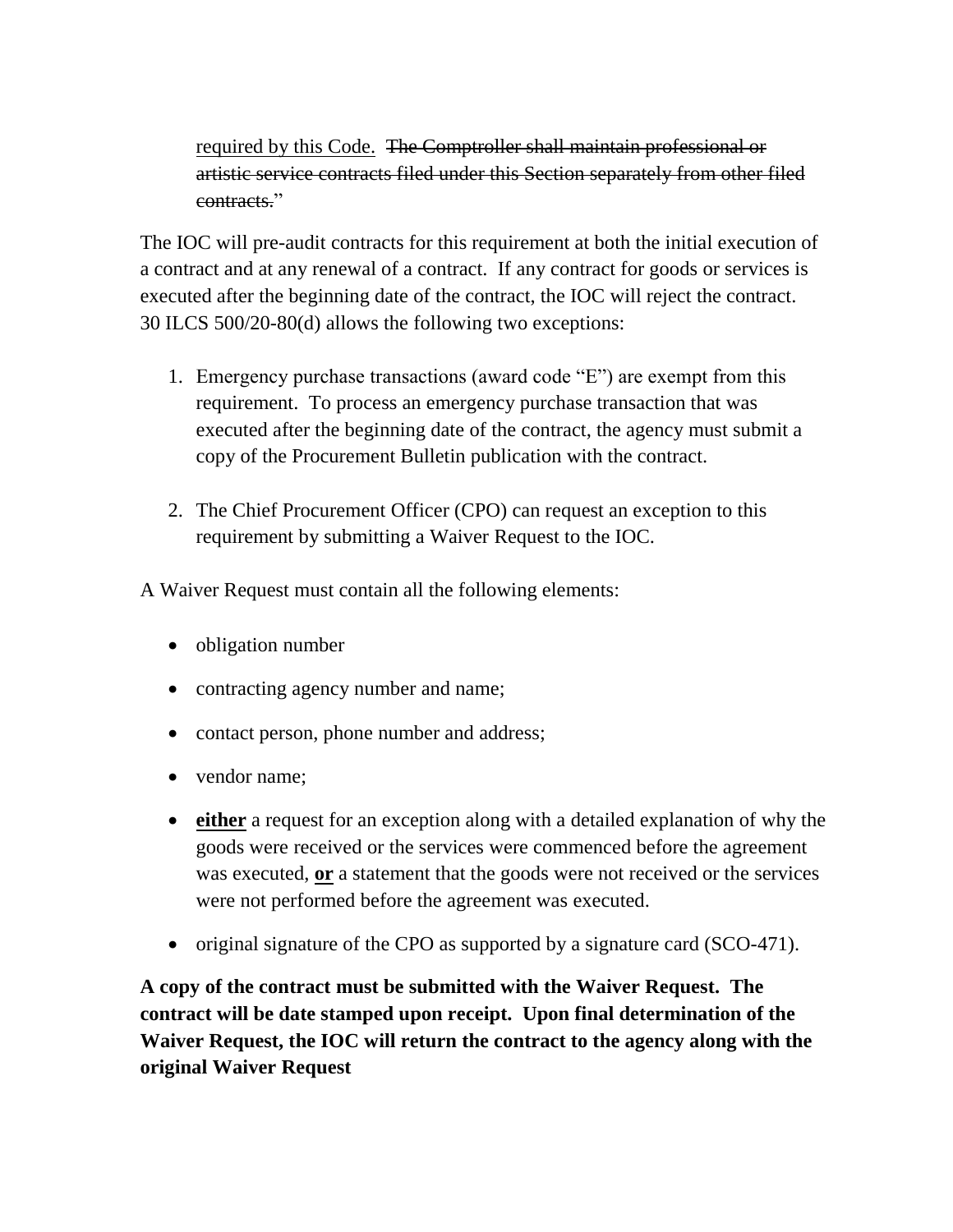<u>required by this Code.</u> ~~The Comptroller shall maintain professional or artistic service contracts filed under this Section separately from other filed contracts.~~"

The IOC will pre-audit contracts for this requirement at both the initial execution of a contract and at any renewal of a contract. If any contract for goods or services is executed after the beginning date of the contract, the IOC will reject the contract. 30 ILCS 500/20-80(d) allows the following two exceptions:

1. Emergency purchase transactions (award code "E") are exempt from this requirement. To process an emergency purchase transaction that was executed after the beginning date of the contract, the agency must submit a copy of the Procurement Bulletin publication with the contract.

2. The Chief Procurement Officer (CPO) can request an exception to this requirement by submitting a Waiver Request to the IOC.

A Waiver Request must contain all the following elements:

- obligation number
- contracting agency number and name;
- contact person, phone number and address;
- vendor name;
- **<u>either</u>** a request for an exception along with a detailed explanation of why the goods were received or the services were commenced before the agreement was executed, **<u>or</u>** a statement that the goods were not received or the services were not performed before the agreement was executed.
- original signature of the CPO as supported by a signature card (SCO-471).

**A copy of the contract must be submitted with the Waiver Request. The contract will be date stamped upon receipt. Upon final determination of the Waiver Request, the IOC will return the contract to the agency along with the original Waiver Request**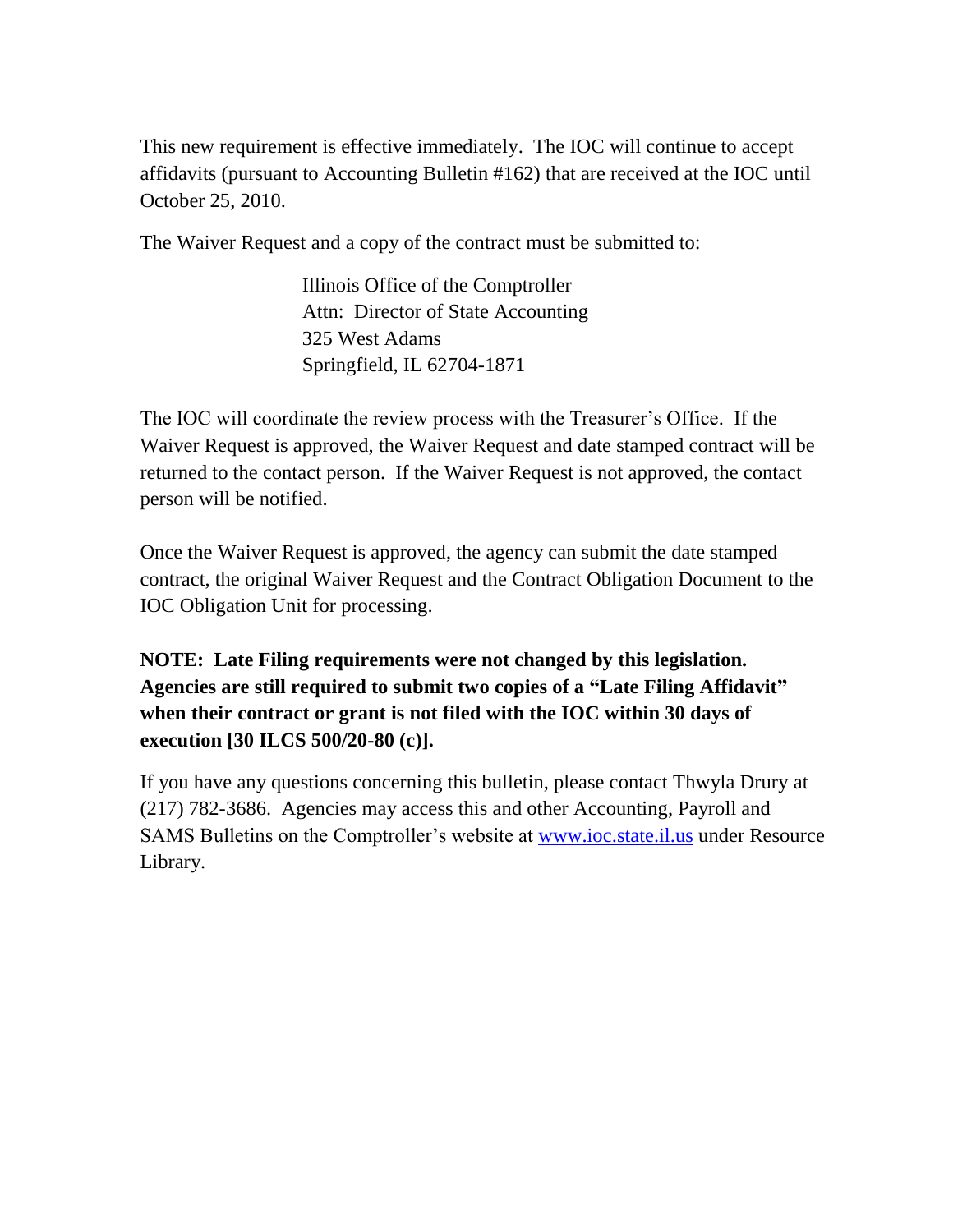This new requirement is effective immediately. The IOC will continue to accept affidavits (pursuant to Accounting Bulletin #162) that are received at the IOC until October 25, 2010.

The Waiver Request and a copy of the contract must be submitted to:

> Illinois Office of the Comptroller
> Attn: Director of State Accounting
> 325 West Adams
> Springfield, IL 62704-1871

The IOC will coordinate the review process with the Treasurer's Office. If the Waiver Request is approved, the Waiver Request and date stamped contract will be returned to the contact person. If the Waiver Request is not approved, the contact person will be notified.

Once the Waiver Request is approved, the agency can submit the date stamped contract, the original Waiver Request and the Contract Obligation Document to the IOC Obligation Unit for processing.

**NOTE: Late Filing requirements were not changed by this legislation. Agencies are still required to submit two copies of a "Late Filing Affidavit" when their contract or grant is not filed with the IOC within 30 days of execution [30 ILCS 500/20-80 (c)].**

If you have any questions concerning this bulletin, please contact Thwyla Drury at (217) 782-3686. Agencies may access this and other Accounting, Payroll and SAMS Bulletins on the Comptroller's website at [www.ioc.state.il.us](http://www.ioc.state.il.us) under Resource Library.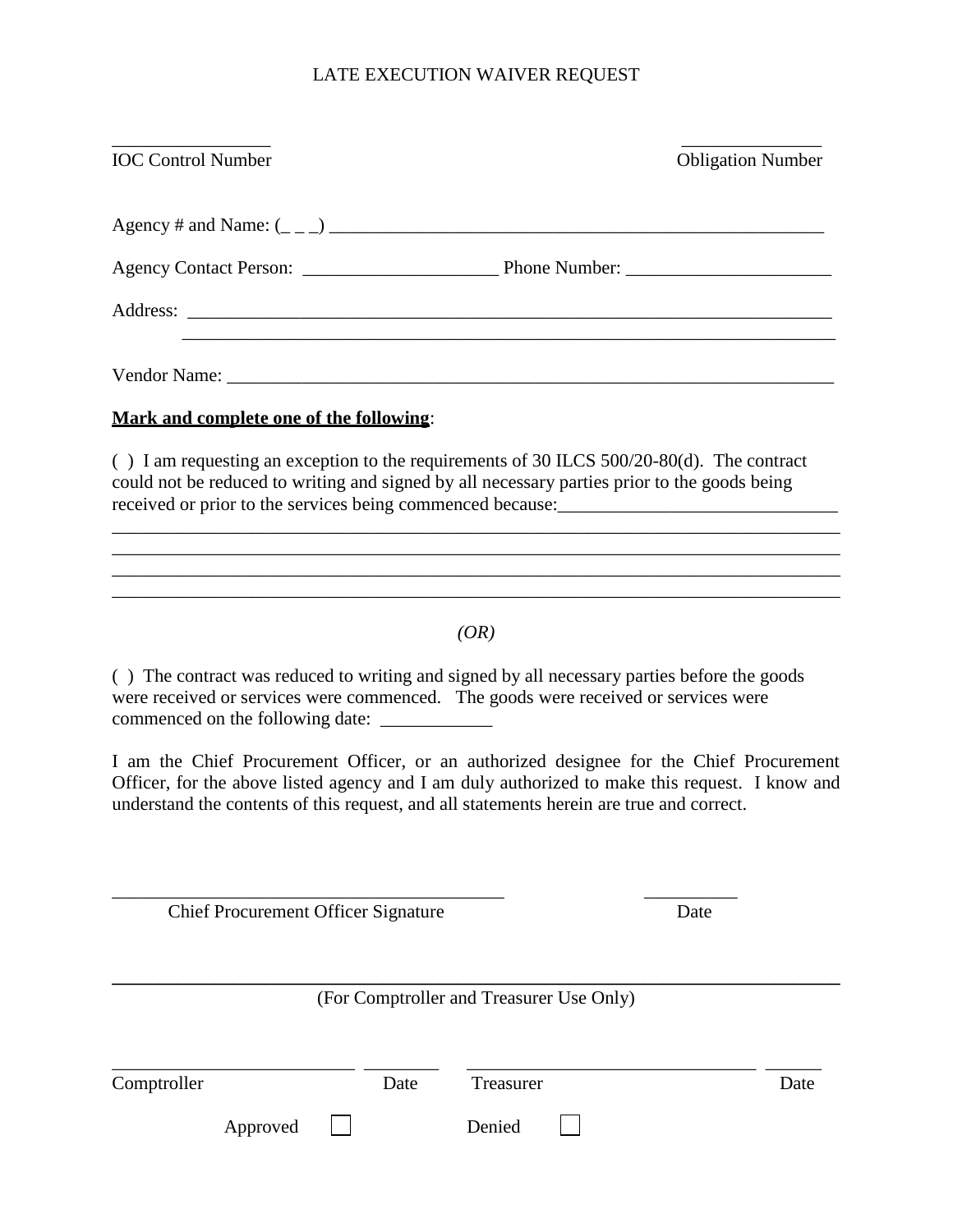# LATE EXECUTION WAIVER REQUEST

________________ IOC Control Number

_______________ Obligation Number

Agency # and Name: (_ _ _) ______________________________________________________

Agency Contact Person: _____________________ Phone Number: ______________________

Address: ________________________________________________________________________

________________________________________________________________________

Vendor Name: ____________________________________________________________________

**Mark and complete one of the following**:

( ) I am requesting an exception to the requirements of 30 ILCS 500/20-80(d). The contract could not be reduced to writing and signed by all necessary parties prior to the goods being received or prior to the services being commenced because:______________________________

________________________________________________________________________________

________________________________________________________________________________

________________________________________________________________________________

________________________________________________________________________________

*(OR)*

( ) The contract was reduced to writing and signed by all necessary parties before the goods were received or services were commenced. The goods were received or services were commenced on the following date: ____________

I am the Chief Procurement Officer, or an authorized designee for the Chief Procurement Officer, for the above listed agency and I am duly authorized to make this request. I know and understand the contents of this request, and all statements herein are true and correct.

__________________________________________ Chief Procurement Officer Signature

__________ Date

(For Comptroller and Treasurer Use Only)

__________________________ Comptroller

________ Date

______________________________ Treasurer

______ Date

Approved ☐ Denied ☐